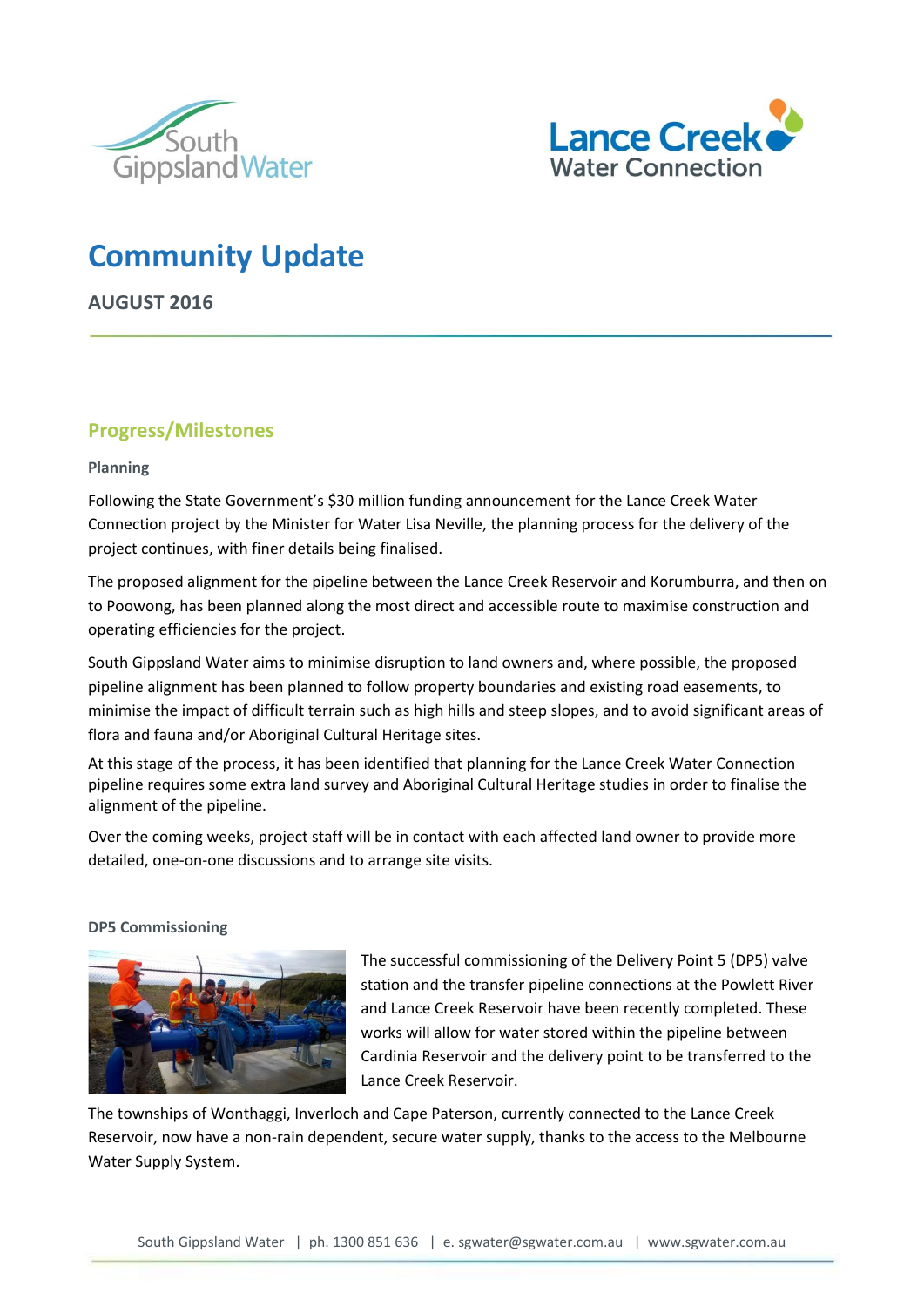# Community Update

**AUGUST 2016**

## Progress/Milestones

**Planning**

Following the State Government's $30 million funding announcement for the Lance Creek Water Connection project by the Minister for Water Lisa Neville, the planning process for the delivery of the project continues, with finer details being finalised.

The proposed alignment for the pipeline between the Lance Creek Reservoir and Korumburra, and then on to Poowong, has been planned along the most direct and accessible route to maximise construction and operating efficiencies for the project.

South Gippsland Water aims to minimise disruption to land owners and, where possible, the proposed pipeline alignment has been planned to follow property boundaries and existing road easements, to minimise the impact of difficult terrain such as high hills and steep slopes, and to avoid significant areas of flora and fauna and/or Aboriginal Cultural Heritage sites.

At this stage of the process, it has been identified that planning for the Lance Creek Water Connection pipeline requires some extra land survey and Aboriginal Cultural Heritage studies in order to finalise the alignment of the pipeline.

Over the coming weeks, project staff will be in contact with each affected land owner to provide more detailed, one-on-one discussions and to arrange site visits.

**DP5 Commissioning**

The successful commissioning of the Delivery Point 5 (DP5) valve station and the transfer pipeline connections at the Powlett River and Lance Creek Reservoir have been recently completed. These works will allow for water stored within the pipeline between Cardinia Reservoir and the delivery point to be transferred to the Lance Creek Reservoir.

The townships of Wonthaggi, Inverloch and Cape Paterson, currently connected to the Lance Creek Reservoir, now have a non-rain dependent, secure water supply, thanks to the access to the Melbourne Water Supply System.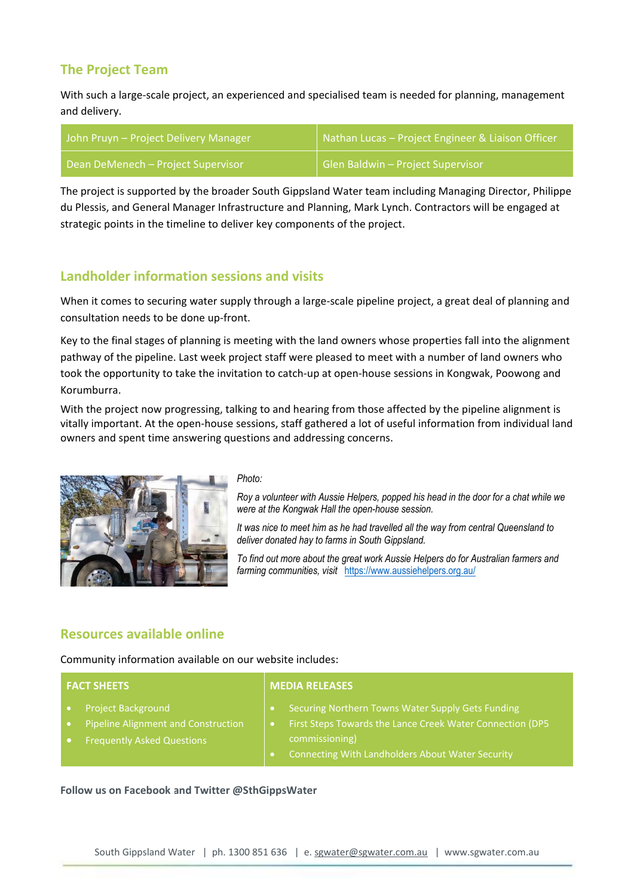## The Project Team

With such a large-scale project, an experienced and specialised team is needed for planning, management and delivery.

| | |
|---|---|
| John Pruyn – Project Delivery Manager | Nathan Lucas – Project Engineer & Liaison Officer |
| Dean DeMenech – Project Supervisor | Glen Baldwin – Project Supervisor |

The project is supported by the broader South Gippsland Water team including Managing Director, Philippe du Plessis, and General Manager Infrastructure and Planning, Mark Lynch. Contractors will be engaged at strategic points in the timeline to deliver key components of the project.

## Landholder information sessions and visits

When it comes to securing water supply through a large-scale pipeline project, a great deal of planning and consultation needs to be done up-front.

Key to the final stages of planning is meeting with the land owners whose properties fall into the alignment pathway of the pipeline. Last week project staff were pleased to meet with a number of land owners who took the opportunity to take the invitation to catch-up at open-house sessions in Kongwak, Poowong and Korumburra.

With the project now progressing, talking to and hearing from those affected by the pipeline alignment is vitally important. At the open-house sessions, staff gathered a lot of useful information from individual land owners and spent time answering questions and addressing concerns.

*Photo:*

*Roy a volunteer with Aussie Helpers, popped his head in the door for a chat while we were at the Kongwak Hall the open-house session.*

*It was nice to meet him as he had travelled all the way from central Queensland to deliver donated hay to farms in South Gippsland.*

*To find out more about the great work Aussie Helpers do for Australian farmers and farming communities, visit* https://www.aussiehelpers.org.au/

## Resources available online

Community information available on our website includes:

| FACT SHEETS | MEDIA RELEASES |
|---|---|
| • Project Background<br>• Pipeline Alignment and Construction<br>• Frequently Asked Questions | • Securing Northern Towns Water Supply Gets Funding<br>• First Steps Towards the Lance Creek Water Connection (DP5 commissioning)<br>• Connecting With Landholders About Water Security |

**Follow us on Facebook and Twitter @SthGippsWater**

South Gippsland Water | ph. 1300 851 636 | e. sgwater@sgwater.com.au | www.sgwater.com.au